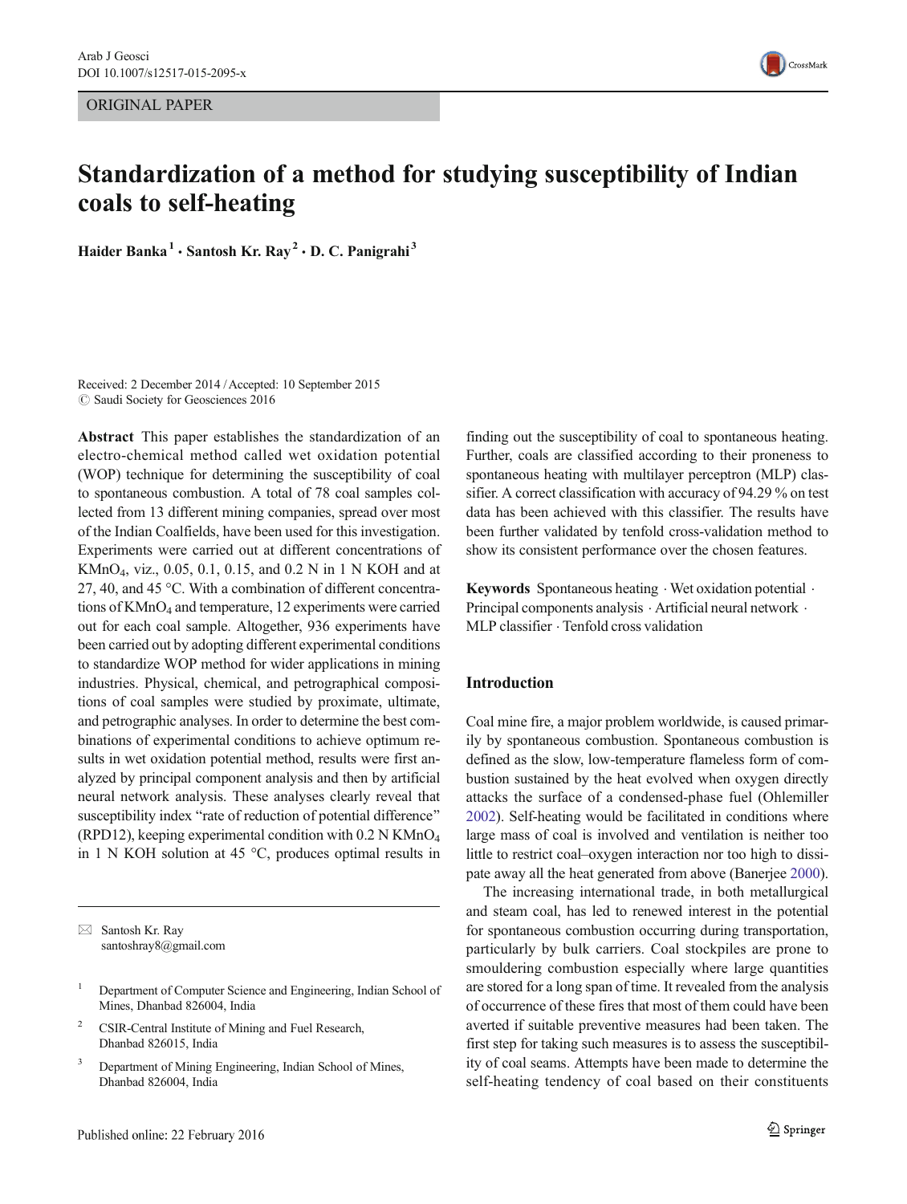ORIGINAL PAPER

# Standardization of a method for studying susceptibility of Indian coals to self-heating

**Haider Banka** [1] · **Santosh Kr. Ray** [2] · **D. C. Panigrahi** [3]

Received: 2 December 2014 / Accepted: 10 September 2015
© Saudi Society for Geosciences 2016

**Abstract** This paper establishes the standardization of an electro-chemical method called wet oxidation potential (WOP) technique for determining the susceptibility of coal to spontaneous combustion. A total of 78 coal samples collected from 13 different mining companies, spread over most of the Indian Coalfields, have been used for this investigation. Experiments were carried out at different concentrations of $KMnO_4$, viz., 0.05, 0.1, 0.15, and 0.2 N in 1 N KOH and at 27, 40, and 45 °C. With a combination of different concentrations of $KMnO_4$ and temperature, 12 experiments were carried out for each coal sample. Altogether, 936 experiments have been carried out by adopting different experimental conditions to standardize WOP method for wider applications in mining industries. Physical, chemical, and petrographical compositions of coal samples were studied by proximate, ultimate, and petrographic analyses. In order to determine the best combinations of experimental conditions to achieve optimum results in wet oxidation potential method, results were first analyzed by principal component analysis and then by artificial neural network analysis. These analyses clearly reveal that susceptibility index "rate of reduction of potential difference" (RPD12), keeping experimental condition with 0.2 N $KMnO_4$ in 1 N KOH solution at 45 °C, produces optimal results in finding out the susceptibility of coal to spontaneous heating. Further, coals are classified according to their proneness to spontaneous heating with multilayer perceptron (MLP) classifier. A correct classification with accuracy of 94.29 % on test data has been achieved with this classifier. The results have been further validated by tenfold cross-validation method to show its consistent performance over the chosen features.

**Keywords** Spontaneous heating · Wet oxidation potential · Principal components analysis · Artificial neural network · MLP classifier · Tenfold cross validation

✉ Santosh Kr. Ray
santoshray8@gmail.com

[1] Department of Computer Science and Engineering, Indian School of Mines, Dhanbad 826004, India

[2] CSIR-Central Institute of Mining and Fuel Research, Dhanbad 826015, India

[3] Department of Mining Engineering, Indian School of Mines, Dhanbad 826004, India

## Introduction

Coal mine fire, a major problem worldwide, is caused primarily by spontaneous combustion. Spontaneous combustion is defined as the slow, low-temperature flameless form of combustion sustained by the heat evolved when oxygen directly attacks the surface of a condensed-phase fuel (Ohlemiller 2002). Self-heating would be facilitated in conditions where large mass of coal is involved and ventilation is neither too little to restrict coal–oxygen interaction nor too high to dissipate away all the heat generated from above (Banerjee 2000).

The increasing international trade, in both metallurgical and steam coal, has led to renewed interest in the potential for spontaneous combustion occurring during transportation, particularly by bulk carriers. Coal stockpiles are prone to smouldering combustion especially where large quantities are stored for a long span of time. It revealed from the analysis of occurrence of these fires that most of them could have been averted if suitable preventive measures had been taken. The first step for taking such measures is to assess the susceptibility of coal seams. Attempts have been made to determine the self-heating tendency of coal based on their constituents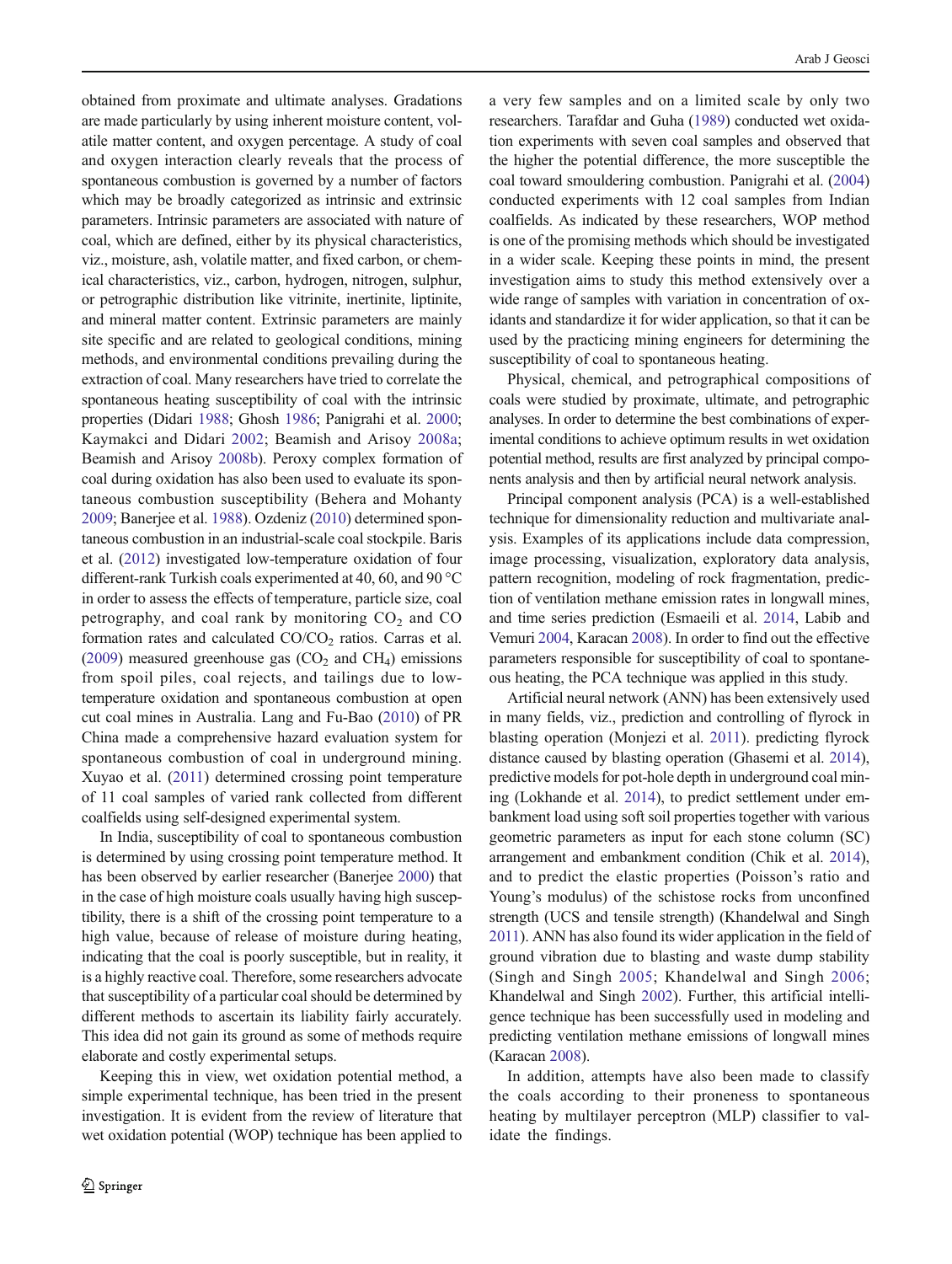obtained from proximate and ultimate analyses. Gradations are made particularly by using inherent moisture content, volatile matter content, and oxygen percentage. A study of coal and oxygen interaction clearly reveals that the process of spontaneous combustion is governed by a number of factors which may be broadly categorized as intrinsic and extrinsic parameters. Intrinsic parameters are associated with nature of coal, which are defined, either by its physical characteristics, viz., moisture, ash, volatile matter, and fixed carbon, or chemical characteristics, viz., carbon, hydrogen, nitrogen, sulphur, or petrographic distribution like vitrinite, inertinite, liptinite, and mineral matter content. Extrinsic parameters are mainly site specific and are related to geological conditions, mining methods, and environmental conditions prevailing during the extraction of coal. Many researchers have tried to correlate the spontaneous heating susceptibility of coal with the intrinsic properties (Didari 1988; Ghosh 1986; Panigrahi et al. 2000; Kaymakci and Didari 2002; Beamish and Arisoy 2008a; Beamish and Arisoy 2008b). Peroxy complex formation of coal during oxidation has also been used to evaluate its spontaneous combustion susceptibility (Behera and Mohanty 2009; Banerjee et al. 1988). Ozdeniz (2010) determined spontaneous combustion in an industrial-scale coal stockpile. Baris et al. (2012) investigated low-temperature oxidation of four different-rank Turkish coals experimented at 40, 60, and 90 °C in order to assess the effects of temperature, particle size, coal petrography, and coal rank by monitoring $CO_2$ and CO formation rates and calculated $CO/CO_2$ ratios. Carras et al. (2009) measured greenhouse gas ($CO_2$ and $CH_4$) emissions from spoil piles, coal rejects, and tailings due to low-temperature oxidation and spontaneous combustion at open cut coal mines in Australia. Lang and Fu-Bao (2010) of PR China made a comprehensive hazard evaluation system for spontaneous combustion of coal in underground mining. Xuyao et al. (2011) determined crossing point temperature of 11 coal samples of varied rank collected from different coalfields using self-designed experimental system.

In India, susceptibility of coal to spontaneous combustion is determined by using crossing point temperature method. It has been observed by earlier researcher (Banerjee 2000) that in the case of high moisture coals usually having high susceptibility, there is a shift of the crossing point temperature to a high value, because of release of moisture during heating, indicating that the coal is poorly susceptible, but in reality, it is a highly reactive coal. Therefore, some researchers advocate that susceptibility of a particular coal should be determined by different methods to ascertain its liability fairly accurately. This idea did not gain its ground as some of methods require elaborate and costly experimental setups.

Keeping this in view, wet oxidation potential method, a simple experimental technique, has been tried in the present investigation. It is evident from the review of literature that wet oxidation potential (WOP) technique has been applied to a very few samples and on a limited scale by only two researchers. Tarafdar and Guha (1989) conducted wet oxidation experiments with seven coal samples and observed that the higher the potential difference, the more susceptible the coal toward smouldering combustion. Panigrahi et al. (2004) conducted experiments with 12 coal samples from Indian coalfields. As indicated by these researchers, WOP method is one of the promising methods which should be investigated in a wider scale. Keeping these points in mind, the present investigation aims to study this method extensively over a wide range of samples with variation in concentration of oxidants and standardize it for wider application, so that it can be used by the practicing mining engineers for determining the susceptibility of coal to spontaneous heating.

Physical, chemical, and petrographical compositions of coals were studied by proximate, ultimate, and petrographic analyses. In order to determine the best combinations of experimental conditions to achieve optimum results in wet oxidation potential method, results are first analyzed by principal components analysis and then by artificial neural network analysis.

Principal component analysis (PCA) is a well-established technique for dimensionality reduction and multivariate analysis. Examples of its applications include data compression, image processing, visualization, exploratory data analysis, pattern recognition, modeling of rock fragmentation, prediction of ventilation methane emission rates in longwall mines, and time series prediction (Esmaeili et al. 2014, Labib and Vemuri 2004, Karacan 2008). In order to find out the effective parameters responsible for susceptibility of coal to spontaneous heating, the PCA technique was applied in this study.

Artificial neural network (ANN) has been extensively used in many fields, viz., prediction and controlling of flyrock in blasting operation (Monjezi et al. 2011). predicting flyrock distance caused by blasting operation (Ghasemi et al. 2014), predictive models for pot-hole depth in underground coal mining (Lokhande et al. 2014), to predict settlement under embankment load using soft soil properties together with various geometric parameters as input for each stone column (SC) arrangement and embankment condition (Chik et al. 2014), and to predict the elastic properties (Poisson's ratio and Young's modulus) of the schistose rocks from unconfined strength (UCS and tensile strength) (Khandelwal and Singh 2011). ANN has also found its wider application in the field of ground vibration due to blasting and waste dump stability (Singh and Singh 2005; Khandelwal and Singh 2006; Khandelwal and Singh 2002). Further, this artificial intelligence technique has been successfully used in modeling and predicting ventilation methane emissions of longwall mines (Karacan 2008).

In addition, attempts have also been made to classify the coals according to their proneness to spontaneous heating by multilayer perceptron (MLP) classifier to validate the findings.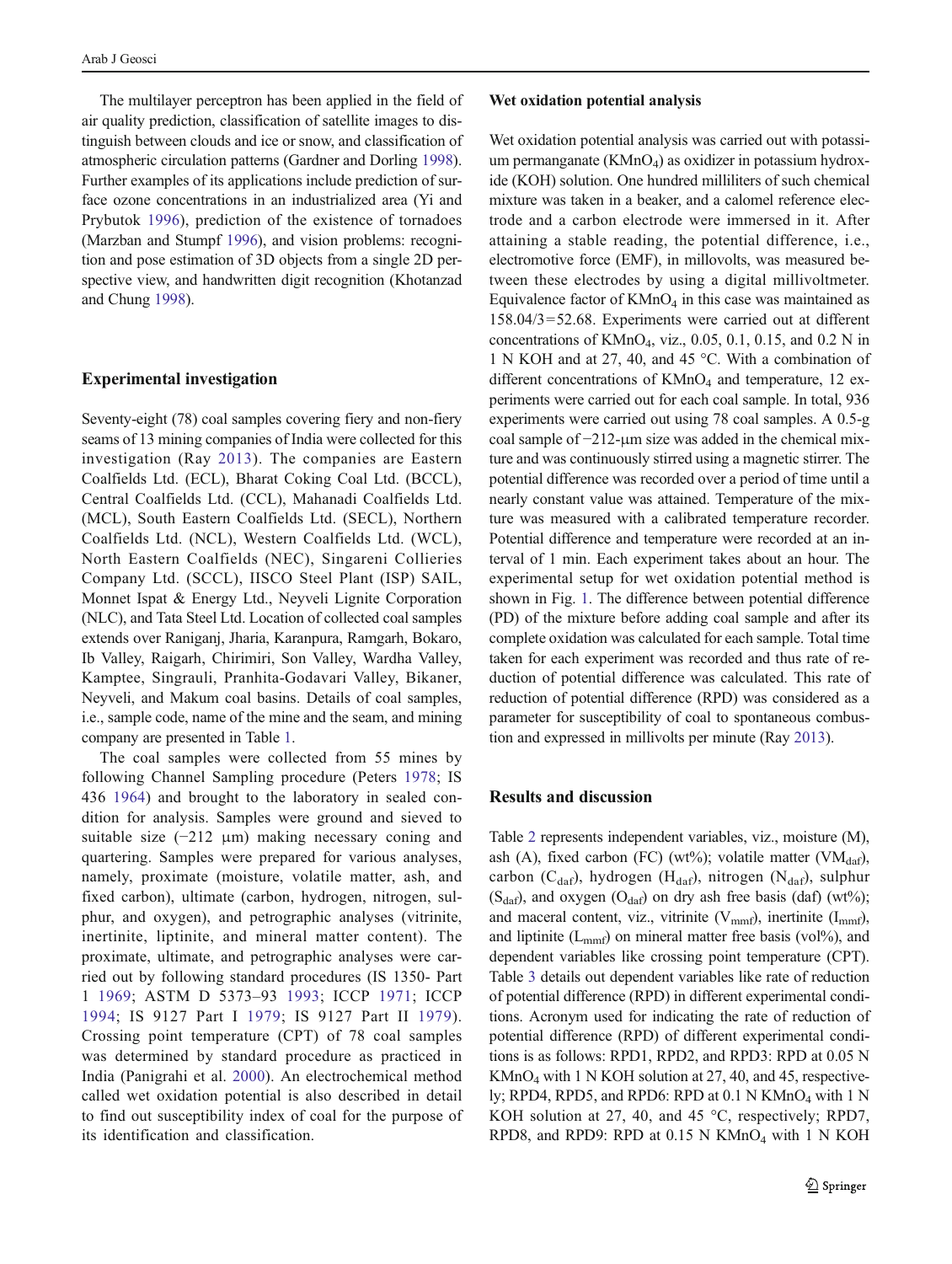The multilayer perceptron has been applied in the field of air quality prediction, classification of satellite images to distinguish between clouds and ice or snow, and classification of atmospheric circulation patterns (Gardner and Dorling 1998). Further examples of its applications include prediction of surface ozone concentrations in an industrialized area (Yi and Prybutok 1996), prediction of the existence of tornadoes (Marzban and Stumpf 1996), and vision problems: recognition and pose estimation of 3D objects from a single 2D perspective view, and handwritten digit recognition (Khotanzad and Chung 1998).

## Experimental investigation

Seventy-eight (78) coal samples covering fiery and non-fiery seams of 13 mining companies of India were collected for this investigation (Ray 2013). The companies are Eastern Coalfields Ltd. (ECL), Bharat Coking Coal Ltd. (BCCL), Central Coalfields Ltd. (CCL), Mahanadi Coalfields Ltd. (MCL), South Eastern Coalfields Ltd. (SECL), Northern Coalfields Ltd. (NCL), Western Coalfields Ltd. (WCL), North Eastern Coalfields (NEC), Singareni Collieries Company Ltd. (SCCL), IISCO Steel Plant (ISP) SAIL, Monnet Ispat & Energy Ltd., Neyveli Lignite Corporation (NLC), and Tata Steel Ltd. Location of collected coal samples extends over Raniganj, Jharia, Karanpura, Ramgarh, Bokaro, Ib Valley, Raigarh, Chirimiri, Son Valley, Wardha Valley, Kamptee, Singrauli, Pranhita-Godavari Valley, Bikaner, Neyveli, and Makum coal basins. Details of coal samples, i.e., sample code, name of the mine and the seam, and mining company are presented in Table 1.

The coal samples were collected from 55 mines by following Channel Sampling procedure (Peters 1978; IS 436 1964) and brought to the laboratory in sealed condition for analysis. Samples were ground and sieved to suitable size (−212 μm) making necessary coning and quartering. Samples were prepared for various analyses, namely, proximate (moisture, volatile matter, ash, and fixed carbon), ultimate (carbon, hydrogen, nitrogen, sulphur, and oxygen), and petrographic analyses (vitrinite, inertinite, liptinite, and mineral matter content). The proximate, ultimate, and petrographic analyses were carried out by following standard procedures (IS 1350- Part 1 1969; ASTM D 5373–93 1993; ICCP 1971; ICCP 1994; IS 9127 Part I 1979; IS 9127 Part II 1979). Crossing point temperature (CPT) of 78 coal samples was determined by standard procedure as practiced in India (Panigrahi et al. 2000). An electrochemical method called wet oxidation potential is also described in detail to find out susceptibility index of coal for the purpose of its identification and classification.

### Wet oxidation potential analysis

Wet oxidation potential analysis was carried out with potassium permanganate ($KMnO_4$) as oxidizer in potassium hydroxide (KOH) solution. One hundred milliliters of such chemical mixture was taken in a beaker, and a calomel reference electrode and a carbon electrode were immersed in it. After attaining a stable reading, the potential difference, i.e., electromotive force (EMF), in millovolts, was measured between these electrodes by using a digital millivoltmeter. Equivalence factor of $KMnO_4$ in this case was maintained as 158.04/3 = 52.68. Experiments were carried out at different concentrations of $KMnO_4$, viz., 0.05, 0.1, 0.15, and 0.2 N in 1 N KOH and at 27, 40, and 45 °C. With a combination of different concentrations of $KMnO_4$ and temperature, 12 experiments were carried out for each coal sample. In total, 936 experiments were carried out using 78 coal samples. A 0.5-g coal sample of −212-μm size was added in the chemical mixture and was continuously stirred using a magnetic stirrer. The potential difference was recorded over a period of time until a nearly constant value was attained. Temperature of the mixture was measured with a calibrated temperature recorder. Potential difference and temperature were recorded at an interval of 1 min. Each experiment takes about an hour. The experimental setup for wet oxidation potential method is shown in Fig. 1. The difference between potential difference (PD) of the mixture before adding coal sample and after its complete oxidation was calculated for each sample. Total time taken for each experiment was recorded and thus rate of reduction of potential difference was calculated. This rate of reduction of potential difference (RPD) was considered as a parameter for susceptibility of coal to spontaneous combustion and expressed in millivolts per minute (Ray 2013).

## Results and discussion

Table 2 represents independent variables, viz., moisture (M), ash (A), fixed carbon (FC) (wt%); volatile matter ($VM_{daf}$), carbon ($C_{daf}$), hydrogen ($H_{daf}$), nitrogen ($N_{daf}$), sulphur ($S_{daf}$), and oxygen ($O_{daf}$) on dry ash free basis (daf) (wt%); and maceral content, viz., vitrinite ($V_{mmf}$), inertinite ($I_{mmf}$), and liptinite ($L_{mmf}$) on mineral matter free basis (vol%), and dependent variables like crossing point temperature (CPT). Table 3 details out dependent variables like rate of reduction of potential difference (RPD) in different experimental conditions. Acronym used for indicating the rate of reduction of potential difference (RPD) of different experimental conditions is as follows: RPD1, RPD2, and RPD3: RPD at 0.05 N $KMnO_4$ with 1 N KOH solution at 27, 40, and 45, respectively; RPD4, RPD5, and RPD6: RPD at 0.1 N $KMnO_4$ with 1 N KOH solution at 27, 40, and 45 °C, respectively; RPD7, RPD8, and RPD9: RPD at 0.15 N $KMnO_4$ with 1 N KOH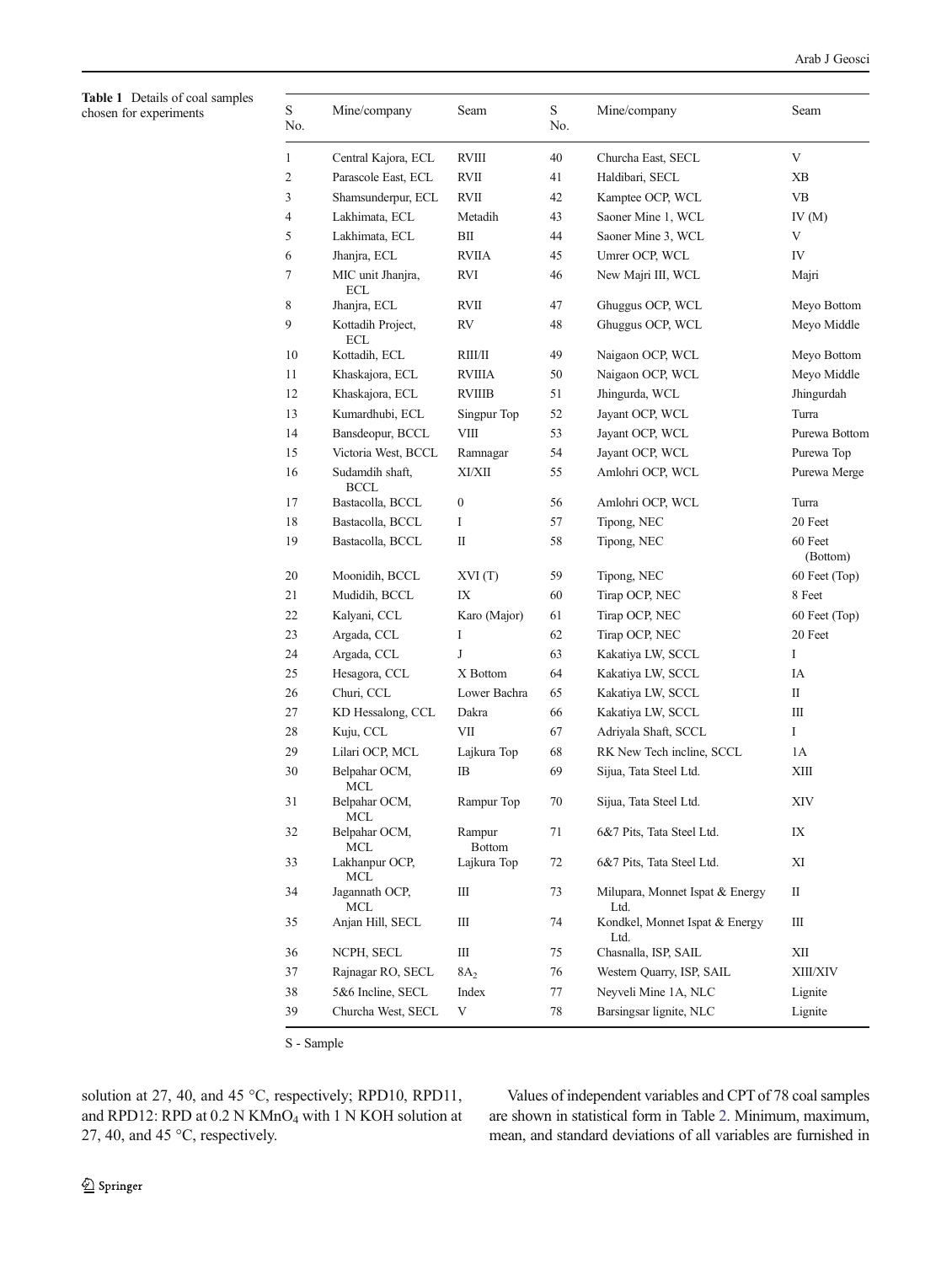**Table 1** Details of coal samples chosen for experiments

| S No. | Mine/company | Seam | S No. | Mine/company | Seam |
|---|---|---|---|---|---|
| 1 | Central Kajora, ECL | RVIII | 40 | Churcha East, SECL | V |
| 2 | Parascole East, ECL | RVII | 41 | Haldibari, SECL | XB |
| 3 | Shamsunderpur, ECL | RVII | 42 | Kamptee OCP, WCL | VB |
| 4 | Lakhimata, ECL | Metadih | 43 | Saoner Mine 1, WCL | IV (M) |
| 5 | Lakhimata, ECL | BII | 44 | Saoner Mine 3, WCL | V |
| 6 | Jhanjra, ECL | RVIIA | 45 | Umrer OCP, WCL | IV |
| 7 | MIC unit Jhanjra, ECL | RVI | 46 | New Majri III, WCL | Majri |
| 8 | Jhanjra, ECL | RVII | 47 | Ghuggus OCP, WCL | Meyo Bottom |
| 9 | Kottadih Project, ECL | RV | 48 | Ghuggus OCP, WCL | Meyo Middle |
| 10 | Kottadih, ECL | RIII/II | 49 | Naigaon OCP, WCL | Meyo Bottom |
| 11 | Khaskajora, ECL | RVIIIA | 50 | Naigaon OCP, WCL | Meyo Middle |
| 12 | Khaskajora, ECL | RVIIIB | 51 | Jhingurda, WCL | Jhingurdah |
| 13 | Kumardhubi, ECL | Singpur Top | 52 | Jayant OCP, WCL | Turra |
| 14 | Bansdeopur, BCCL | VIII | 53 | Jayant OCP, WCL | Purewa Bottom |
| 15 | Victoria West, BCCL | Ramnagar | 54 | Jayant OCP, WCL | Purewa Top |
| 16 | Sudamdih shaft, BCCL | XI/XII | 55 | Amlohri OCP, WCL | Purewa Merge |
| 17 | Bastacolla, BCCL | 0 | 56 | Amlohri OCP, WCL | Turra |
| 18 | Bastacolla, BCCL | I | 57 | Tipong, NEC | 20 Feet |
| 19 | Bastacolla, BCCL | II | 58 | Tipong, NEC | 60 Feet (Bottom) |
| 20 | Moonidih, BCCL | XVI (T) | 59 | Tipong, NEC | 60 Feet (Top) |
| 21 | Mudidih, BCCL | IX | 60 | Tirap OCP, NEC | 8 Feet |
| 22 | Kalyani, CCL | Karo (Major) | 61 | Tirap OCP, NEC | 60 Feet (Top) |
| 23 | Argada, CCL | I | 62 | Tirap OCP, NEC | 20 Feet |
| 24 | Argada, CCL | J | 63 | Kakatiya LW, SCCL | I |
| 25 | Hesagora, CCL | X Bottom | 64 | Kakatiya LW, SCCL | IA |
| 26 | Churi, CCL | Lower Bachra | 65 | Kakatiya LW, SCCL | II |
| 27 | KD Hessalong, CCL | Dakra | 66 | Kakatiya LW, SCCL | III |
| 28 | Kuju, CCL | VII | 67 | Adriyala Shaft, SCCL | I |
| 29 | Lilari OCP, MCL | Lajkura Top | 68 | RK New Tech incline, SCCL | 1A |
| 30 | Belpahar OCM, MCL | IB | 69 | Sijua, Tata Steel Ltd. | XIII |
| 31 | Belpahar OCM, MCL | Rampur Top | 70 | Sijua, Tata Steel Ltd. | XIV |
| 32 | Belpahar OCM, MCL | Rampur Bottom | 71 | 6&7 Pits, Tata Steel Ltd. | IX |
| 33 | Lakhanpur OCP, MCL | Lajkura Top | 72 | 6&7 Pits, Tata Steel Ltd. | XI |
| 34 | Jagannath OCP, MCL | III | 73 | Milupara, Monnet Ispat & Energy Ltd. | II |
| 35 | Anjan Hill, SECL | III | 74 | Kondkel, Monnet Ispat & Energy Ltd. | III |
| 36 | NCPH, SECL | III | 75 | Chasnalla, ISP, SAIL | XII |
| 37 | Rajnagar RO, SECL | $8A_2$ | 76 | Western Quarry, ISP, SAIL | XIII/XIV |
| 38 | 5&6 Incline, SECL | Index | 77 | Neyveli Mine 1A, NLC | Lignite |
| 39 | Churcha West, SECL | V | 78 | Barsingsar lignite, NLC | Lignite |

S - Sample

solution at 27, 40, and 45 °C, respectively; RPD10, RPD11, and RPD12: RPD at 0.2 N $KMnO_4$ with 1 N KOH solution at 27, 40, and 45 °C, respectively.

Values of independent variables and CPT of 78 coal samples are shown in statistical form in Table 2. Minimum, maximum, mean, and standard deviations of all variables are furnished in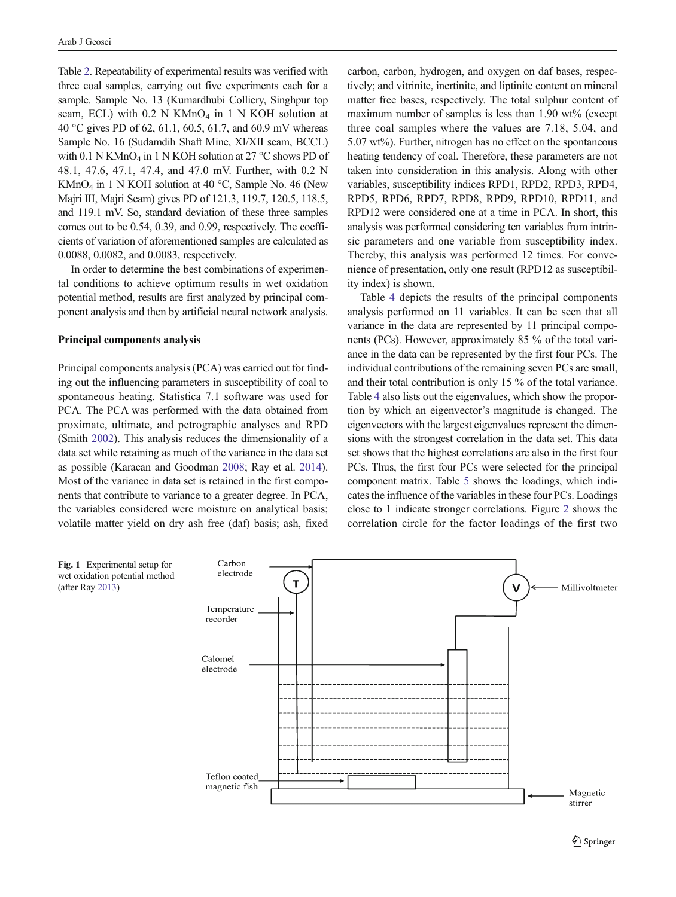Table 2. Repeatability of experimental results was verified with three coal samples, carrying out five experiments each for a sample. Sample No. 13 (Kumardhubi Colliery, Singhpur top seam, ECL) with 0.2 N $KMnO_4$ in 1 N KOH solution at 40 °C gives PD of 62, 61.1, 60.5, 61.7, and 60.9 mV whereas Sample No. 16 (Sudamdih Shaft Mine, XI/XII seam, BCCL) with 0.1 N $KMnO_4$ in 1 N KOH solution at 27 °C shows PD of 48.1, 47.6, 47.1, 47.4, and 47.0 mV. Further, with 0.2 N $KMnO_4$ in 1 N KOH solution at 40 °C, Sample No. 46 (New Majri III, Majri Seam) gives PD of 121.3, 119.7, 120.5, 118.5, and 119.1 mV. So, standard deviation of these three samples comes out to be 0.54, 0.39, and 0.99, respectively. The coefficients of variation of aforementioned samples are calculated as 0.0088, 0.0082, and 0.0083, respectively.

In order to determine the best combinations of experimental conditions to achieve optimum results in wet oxidation potential method, results are first analyzed by principal component analysis and then by artificial neural network analysis.

## Principal components analysis

Principal components analysis (PCA) was carried out for finding out the influencing parameters in susceptibility of coal to spontaneous heating. Statistica 7.1 software was used for PCA. The PCA was performed with the data obtained from proximate, ultimate, and petrographic analyses and RPD (Smith 2002). This analysis reduces the dimensionality of a data set while retaining as much of the variance in the data set as possible (Karacan and Goodman 2008; Ray et al. 2014). Most of the variance in data set is retained in the first components that contribute to variance to a greater degree. In PCA, the variables considered were moisture on analytical basis; volatile matter yield on dry ash free (daf) basis; ash, fixed carbon, carbon, hydrogen, and oxygen on daf bases, respectively; and vitrinite, inertinite, and liptinite content on mineral matter free bases, respectively. The total sulphur content of maximum number of samples is less than 1.90 wt% (except three coal samples where the values are 7.18, 5.04, and 5.07 wt%). Further, nitrogen has no effect on the spontaneous heating tendency of coal. Therefore, these parameters are not taken into consideration in this analysis. Along with other variables, susceptibility indices RPD1, RPD2, RPD3, RPD4, RPD5, RPD6, RPD7, RPD8, RPD9, RPD10, RPD11, and RPD12 were considered one at a time in PCA. In short, this analysis was performed considering ten variables from intrinsic parameters and one variable from susceptibility index. Thereby, this analysis was performed 12 times. For convenience of presentation, only one result (RPD12 as susceptibility index) is shown.

Table 4 depicts the results of the principal components analysis performed on 11 variables. It can be seen that all variance in the data are represented by 11 principal components (PCs). However, approximately 85 % of the total variance in the data can be represented by the first four PCs. The individual contributions of the remaining seven PCs are small, and their total contribution is only 15 % of the total variance. Table 4 also lists out the eigenvalues, which show the proportion by which an eigenvector's magnitude is changed. The eigenvectors with the largest eigenvalues represent the dimensions with the strongest correlation in the data set. This data set shows that the highest correlations are also in the first four PCs. Thus, the first four PCs were selected for the principal component matrix. Table 5 shows the loadings, which indicates the influence of the variables in these four PCs. Loadings close to 1 indicate stronger correlations. Figure 2 shows the correlation circle for the factor loadings of the first two

**Fig. 1** Experimental setup for wet oxidation potential method (after Ray 2013)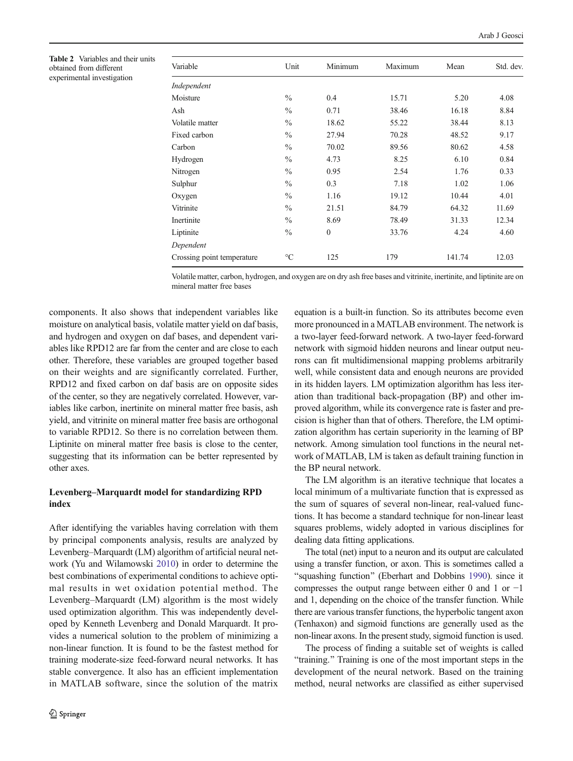**Table 2** Variables and their units obtained from different experimental investigation

| Variable | Unit | Minimum | Maximum | Mean | Std. dev. |
|---|---|---|---|---|---|
| *Independent* | | | | | |
| Moisture | % | 0.4 | 15.71 | 5.20 | 4.08 |
| Ash | % | 0.71 | 38.46 | 16.18 | 8.84 |
| Volatile matter | % | 18.62 | 55.22 | 38.44 | 8.13 |
| Fixed carbon | % | 27.94 | 70.28 | 48.52 | 9.17 |
| Carbon | % | 70.02 | 89.56 | 80.62 | 4.58 |
| Hydrogen | % | 4.73 | 8.25 | 6.10 | 0.84 |
| Nitrogen | % | 0.95 | 2.54 | 1.76 | 0.33 |
| Sulphur | % | 0.3 | 7.18 | 1.02 | 1.06 |
| Oxygen | % | 1.16 | 19.12 | 10.44 | 4.01 |
| Vitrinite | % | 21.51 | 84.79 | 64.32 | 11.69 |
| Inertinite | % | 8.69 | 78.49 | 31.33 | 12.34 |
| Liptinite | % | 0 | 33.76 | 4.24 | 4.60 |
| *Dependent* | | | | | |
| Crossing point temperature | °C | 125 | 179 | 141.74 | 12.03 |

Volatile matter, carbon, hydrogen, and oxygen are on dry ash free bases and vitrinite, inertinite, and liptinite are on mineral matter free bases

components. It also shows that independent variables like moisture on analytical basis, volatile matter yield on daf basis, and hydrogen and oxygen on daf bases, and dependent variables like RPD12 are far from the center and are close to each other. Therefore, these variables are grouped together based on their weights and are significantly correlated. Further, RPD12 and fixed carbon on daf basis are on opposite sides of the center, so they are negatively correlated. However, variables like carbon, inertinite on mineral matter free basis, ash yield, and vitrinite on mineral matter free basis are orthogonal to variable RPD12. So there is no correlation between them. Liptinite on mineral matter free basis is close to the center, suggesting that its information can be better represented by other axes.

## Levenberg–Marquardt model for standardizing RPD index

After identifying the variables having correlation with them by principal components analysis, results are analyzed by Levenberg–Marquardt (LM) algorithm of artificial neural network (Yu and Wilamowski 2010) in order to determine the best combinations of experimental conditions to achieve optimal results in wet oxidation potential method. The Levenberg–Marquardt (LM) algorithm is the most widely used optimization algorithm. This was independently developed by Kenneth Levenberg and Donald Marquardt. It provides a numerical solution to the problem of minimizing a non-linear function. It is found to be the fastest method for training moderate-size feed-forward neural networks. It has stable convergence. It also has an efficient implementation in MATLAB software, since the solution of the matrix equation is a built-in function. So its attributes become even more pronounced in a MATLAB environment. The network is a two-layer feed-forward network. A two-layer feed-forward network with sigmoid hidden neurons and linear output neurons can fit multidimensional mapping problems arbitrarily well, while consistent data and enough neurons are provided in its hidden layers. LM optimization algorithm has less iteration than traditional back-propagation (BP) and other improved algorithm, while its convergence rate is faster and precision is higher than that of others. Therefore, the LM optimization algorithm has certain superiority in the learning of BP network. Among simulation tool functions in the neural network of MATLAB, LM is taken as default training function in the BP neural network.

The LM algorithm is an iterative technique that locates a local minimum of a multivariate function that is expressed as the sum of squares of several non-linear, real-valued functions. It has become a standard technique for non-linear least squares problems, widely adopted in various disciplines for dealing data fitting applications.

The total (net) input to a neuron and its output are calculated using a transfer function, or axon. This is sometimes called a "squashing function" (Eberhart and Dobbins 1990). since it compresses the output range between either 0 and 1 or −1 and 1, depending on the choice of the transfer function. While there are various transfer functions, the hyperbolic tangent axon (Tenhaxon) and sigmoid functions are generally used as the non-linear axons. In the present study, sigmoid function is used.

The process of finding a suitable set of weights is called "training." Training is one of the most important steps in the development of the neural network. Based on the training method, neural networks are classified as either supervised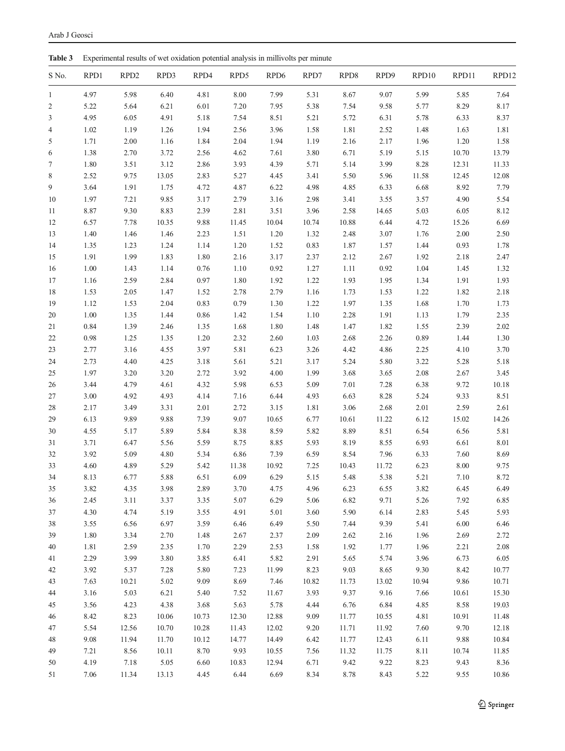**Table 3** Experimental results of wet oxidation potential analysis in millivolts per minute

| S No. | RPD1 | RPD2 | RPD3 | RPD4 | RPD5 | RPD6 | RPD7 | RPD8 | RPD9 | RPD10 | RPD11 | RPD12 |
|---|---|---|---|---|---|---|---|---|---|---|---|---|
| 1 | 4.97 | 5.98 | 6.40 | 4.81 | 8.00 | 7.99 | 5.31 | 8.67 | 9.07 | 5.99 | 5.85 | 7.64 |
| 2 | 5.22 | 5.64 | 6.21 | 6.01 | 7.20 | 7.95 | 5.38 | 7.54 | 9.58 | 5.77 | 8.29 | 8.17 |
| 3 | 4.95 | 6.05 | 4.91 | 5.18 | 7.54 | 8.51 | 5.21 | 5.72 | 6.31 | 5.78 | 6.33 | 8.37 |
| 4 | 1.02 | 1.19 | 1.26 | 1.94 | 2.56 | 3.96 | 1.58 | 1.81 | 2.52 | 1.48 | 1.63 | 1.81 |
| 5 | 1.71 | 2.00 | 1.16 | 1.84 | 2.04 | 1.94 | 1.19 | 2.16 | 2.17 | 1.96 | 1.20 | 1.58 |
| 6 | 1.38 | 2.70 | 3.72 | 2.56 | 4.62 | 7.61 | 3.80 | 6.71 | 5.19 | 5.15 | 10.70 | 13.79 |
| 7 | 1.80 | 3.51 | 3.12 | 2.86 | 3.93 | 4.39 | 5.71 | 5.14 | 3.99 | 8.28 | 12.31 | 11.33 |
| 8 | 2.52 | 9.75 | 13.05 | 2.83 | 5.27 | 4.45 | 3.41 | 5.50 | 5.96 | 11.58 | 12.45 | 12.08 |
| 9 | 3.64 | 1.91 | 1.75 | 4.72 | 4.87 | 6.22 | 4.98 | 4.85 | 6.33 | 6.68 | 8.92 | 7.79 |
| 10 | 1.97 | 7.21 | 9.85 | 3.17 | 2.79 | 3.16 | 2.98 | 3.41 | 3.55 | 3.57 | 4.90 | 5.54 |
| 11 | 8.87 | 9.30 | 8.83 | 2.39 | 2.81 | 3.51 | 3.96 | 2.58 | 14.65 | 5.03 | 6.05 | 8.12 |
| 12 | 6.57 | 7.78 | 10.35 | 9.88 | 11.45 | 10.04 | 10.74 | 10.88 | 6.44 | 4.72 | 15.26 | 6.69 |
| 13 | 1.40 | 1.46 | 1.46 | 2.23 | 1.51 | 1.20 | 1.32 | 2.48 | 3.07 | 1.76 | 2.00 | 2.50 |
| 14 | 1.35 | 1.23 | 1.24 | 1.14 | 1.20 | 1.52 | 0.83 | 1.87 | 1.57 | 1.44 | 0.93 | 1.78 |
| 15 | 1.91 | 1.99 | 1.83 | 1.80 | 2.16 | 3.17 | 2.37 | 2.12 | 2.67 | 1.92 | 2.18 | 2.47 |
| 16 | 1.00 | 1.43 | 1.14 | 0.76 | 1.10 | 0.92 | 1.27 | 1.11 | 0.92 | 1.04 | 1.45 | 1.32 |
| 17 | 1.16 | 2.59 | 2.84 | 0.97 | 1.80 | 1.92 | 1.22 | 1.93 | 1.95 | 1.34 | 1.91 | 1.93 |
| 18 | 1.53 | 2.05 | 1.47 | 1.52 | 2.78 | 2.79 | 1.16 | 1.73 | 1.53 | 1.22 | 1.82 | 2.18 |
| 19 | 1.12 | 1.53 | 2.04 | 0.83 | 0.79 | 1.30 | 1.22 | 1.97 | 1.35 | 1.68 | 1.70 | 1.73 |
| 20 | 1.00 | 1.35 | 1.44 | 0.86 | 1.42 | 1.54 | 1.10 | 2.28 | 1.91 | 1.13 | 1.79 | 2.35 |
| 21 | 0.84 | 1.39 | 2.46 | 1.35 | 1.68 | 1.80 | 1.48 | 1.47 | 1.82 | 1.55 | 2.39 | 2.02 |
| 22 | 0.98 | 1.25 | 1.35 | 1.20 | 2.32 | 2.60 | 1.03 | 2.68 | 2.26 | 0.89 | 1.44 | 1.30 |
| 23 | 2.77 | 3.16 | 4.55 | 3.97 | 5.81 | 6.23 | 3.26 | 4.42 | 4.86 | 2.25 | 4.10 | 3.70 |
| 24 | 2.73 | 4.40 | 4.25 | 3.18 | 5.61 | 5.21 | 3.17 | 5.24 | 5.80 | 3.22 | 5.28 | 5.18 |
| 25 | 1.97 | 3.20 | 3.20 | 2.72 | 3.92 | 4.00 | 1.99 | 3.68 | 3.65 | 2.08 | 2.67 | 3.45 |
| 26 | 3.44 | 4.79 | 4.61 | 4.32 | 5.98 | 6.53 | 5.09 | 7.01 | 7.28 | 6.38 | 9.72 | 10.18 |
| 27 | 3.00 | 4.92 | 4.93 | 4.14 | 7.16 | 6.44 | 4.93 | 6.63 | 8.28 | 5.24 | 9.33 | 8.51 |
| 28 | 2.17 | 3.49 | 3.31 | 2.01 | 2.72 | 3.15 | 1.81 | 3.06 | 2.68 | 2.01 | 2.59 | 2.61 |
| 29 | 6.13 | 9.89 | 9.88 | 7.39 | 9.07 | 10.65 | 6.77 | 10.61 | 11.22 | 6.12 | 15.02 | 14.26 |
| 30 | 4.55 | 5.17 | 5.89 | 5.84 | 8.38 | 8.59 | 5.82 | 8.89 | 8.51 | 6.54 | 6.56 | 5.81 |
| 31 | 3.71 | 6.47 | 5.56 | 5.59 | 8.75 | 8.85 | 5.93 | 8.19 | 8.55 | 6.93 | 6.61 | 8.01 |
| 32 | 3.92 | 5.09 | 4.80 | 5.34 | 6.86 | 7.39 | 6.59 | 8.54 | 7.96 | 6.33 | 7.60 | 8.69 |
| 33 | 4.60 | 4.89 | 5.29 | 5.42 | 11.38 | 10.92 | 7.25 | 10.43 | 11.72 | 6.23 | 8.00 | 9.75 |
| 34 | 8.13 | 6.77 | 5.88 | 6.51 | 6.09 | 6.29 | 5.15 | 5.48 | 5.38 | 5.21 | 7.10 | 8.72 |
| 35 | 3.82 | 4.35 | 3.98 | 2.89 | 3.70 | 4.75 | 4.96 | 6.23 | 6.55 | 3.82 | 6.45 | 6.49 |
| 36 | 2.45 | 3.11 | 3.37 | 3.35 | 5.07 | 6.29 | 5.06 | 6.82 | 9.71 | 5.26 | 7.92 | 6.85 |
| 37 | 4.30 | 4.74 | 5.19 | 3.55 | 4.91 | 5.01 | 3.60 | 5.90 | 6.14 | 2.83 | 5.45 | 5.93 |
| 38 | 3.55 | 6.56 | 6.97 | 3.59 | 6.46 | 6.49 | 5.50 | 7.44 | 9.39 | 5.41 | 6.00 | 6.46 |
| 39 | 1.80 | 3.34 | 2.70 | 1.48 | 2.67 | 2.37 | 2.09 | 2.62 | 2.16 | 1.96 | 2.69 | 2.72 |
| 40 | 1.81 | 2.59 | 2.35 | 1.70 | 2.29 | 2.53 | 1.58 | 1.92 | 1.77 | 1.96 | 2.21 | 2.08 |
| 41 | 2.29 | 3.99 | 3.80 | 3.85 | 6.41 | 5.82 | 2.91 | 5.65 | 5.74 | 3.96 | 6.73 | 6.05 |
| 42 | 3.92 | 5.37 | 7.28 | 5.80 | 7.23 | 11.99 | 8.23 | 9.03 | 8.65 | 9.30 | 8.42 | 10.77 |
| 43 | 7.63 | 10.21 | 5.02 | 9.09 | 8.69 | 7.46 | 10.82 | 11.73 | 13.02 | 10.94 | 9.86 | 10.71 |
| 44 | 3.16 | 5.03 | 6.21 | 5.40 | 7.52 | 11.67 | 3.93 | 9.37 | 9.16 | 7.66 | 10.61 | 15.30 |
| 45 | 3.56 | 4.23 | 4.38 | 3.68 | 5.63 | 5.78 | 4.44 | 6.76 | 6.84 | 4.85 | 8.58 | 19.03 |
| 46 | 8.42 | 8.23 | 10.06 | 10.73 | 12.30 | 12.88 | 9.09 | 11.77 | 10.55 | 4.81 | 10.91 | 11.48 |
| 47 | 5.54 | 12.56 | 10.70 | 10.28 | 11.43 | 12.02 | 9.20 | 11.71 | 11.92 | 7.60 | 9.70 | 12.18 |
| 48 | 9.08 | 11.94 | 11.70 | 10.12 | 14.77 | 14.49 | 6.42 | 11.77 | 12.43 | 6.11 | 9.88 | 10.84 |
| 49 | 7.21 | 8.56 | 10.11 | 8.70 | 9.93 | 10.55 | 7.56 | 11.32 | 11.75 | 8.11 | 10.74 | 11.85 |
| 50 | 4.19 | 7.18 | 5.05 | 6.60 | 10.83 | 12.94 | 6.71 | 9.42 | 9.22 | 8.23 | 9.43 | 8.36 |
| 51 | 7.06 | 11.34 | 13.13 | 4.45 | 6.44 | 6.69 | 8.34 | 8.78 | 8.43 | 5.22 | 9.55 | 10.86 |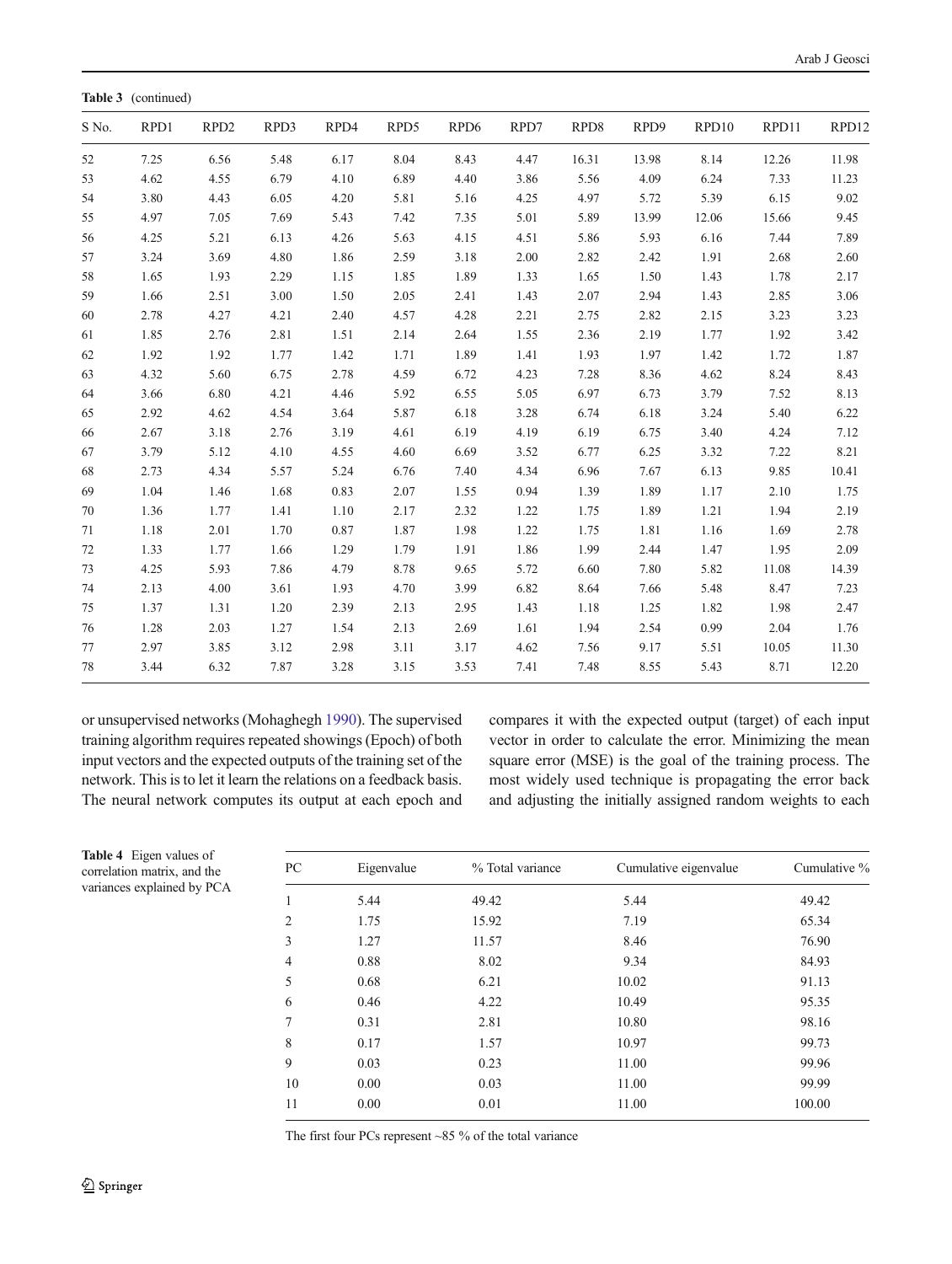**Table 3** (continued)

| S No. | RPD1 | RPD2 | RPD3 | RPD4 | RPD5 | RPD6 | RPD7 | RPD8 | RPD9 | RPD10 | RPD11 | RPD12 |
|---|---|---|---|---|---|---|---|---|---|---|---|---|
| 52 | 7.25 | 6.56 | 5.48 | 6.17 | 8.04 | 8.43 | 4.47 | 16.31 | 13.98 | 8.14 | 12.26 | 11.98 |
| 53 | 4.62 | 4.55 | 6.79 | 4.10 | 6.89 | 4.40 | 3.86 | 5.56 | 4.09 | 6.24 | 7.33 | 11.23 |
| 54 | 3.80 | 4.43 | 6.05 | 4.20 | 5.81 | 5.16 | 4.25 | 4.97 | 5.72 | 5.39 | 6.15 | 9.02 |
| 55 | 4.97 | 7.05 | 7.69 | 5.43 | 7.42 | 7.35 | 5.01 | 5.89 | 13.99 | 12.06 | 15.66 | 9.45 |
| 56 | 4.25 | 5.21 | 6.13 | 4.26 | 5.63 | 4.15 | 4.51 | 5.86 | 5.93 | 6.16 | 7.44 | 7.89 |
| 57 | 3.24 | 3.69 | 4.80 | 1.86 | 2.59 | 3.18 | 2.00 | 2.82 | 2.42 | 1.91 | 2.68 | 2.60 |
| 58 | 1.65 | 1.93 | 2.29 | 1.15 | 1.85 | 1.89 | 1.33 | 1.65 | 1.50 | 1.43 | 1.78 | 2.17 |
| 59 | 1.66 | 2.51 | 3.00 | 1.50 | 2.05 | 2.41 | 1.43 | 2.07 | 2.94 | 1.43 | 2.85 | 3.06 |
| 60 | 2.78 | 4.27 | 4.21 | 2.40 | 4.57 | 4.28 | 2.21 | 2.75 | 2.82 | 2.15 | 3.23 | 3.23 |
| 61 | 1.85 | 2.76 | 2.81 | 1.51 | 2.14 | 2.64 | 1.55 | 2.36 | 2.19 | 1.77 | 1.92 | 3.42 |
| 62 | 1.92 | 1.92 | 1.77 | 1.42 | 1.71 | 1.89 | 1.41 | 1.93 | 1.97 | 1.42 | 1.72 | 1.87 |
| 63 | 4.32 | 5.60 | 6.75 | 2.78 | 4.59 | 6.72 | 4.23 | 7.28 | 8.36 | 4.62 | 8.24 | 8.43 |
| 64 | 3.66 | 6.80 | 4.21 | 4.46 | 5.92 | 6.55 | 5.05 | 6.97 | 6.73 | 3.79 | 7.52 | 8.13 |
| 65 | 2.92 | 4.62 | 4.54 | 3.64 | 5.87 | 6.18 | 3.28 | 6.74 | 6.18 | 3.24 | 5.40 | 6.22 |
| 66 | 2.67 | 3.18 | 2.76 | 3.19 | 4.61 | 6.19 | 4.19 | 6.19 | 6.75 | 3.40 | 4.24 | 7.12 |
| 67 | 3.79 | 5.12 | 4.10 | 4.55 | 4.60 | 6.69 | 3.52 | 6.77 | 6.25 | 3.32 | 7.22 | 8.21 |
| 68 | 2.73 | 4.34 | 5.57 | 5.24 | 6.76 | 7.40 | 4.34 | 6.96 | 7.67 | 6.13 | 9.85 | 10.41 |
| 69 | 1.04 | 1.46 | 1.68 | 0.83 | 2.07 | 1.55 | 0.94 | 1.39 | 1.89 | 1.17 | 2.10 | 1.75 |
| 70 | 1.36 | 1.77 | 1.41 | 1.10 | 2.17 | 2.32 | 1.22 | 1.75 | 1.89 | 1.21 | 1.94 | 2.19 |
| 71 | 1.18 | 2.01 | 1.70 | 0.87 | 1.87 | 1.98 | 1.22 | 1.75 | 1.81 | 1.16 | 1.69 | 2.78 |
| 72 | 1.33 | 1.77 | 1.66 | 1.29 | 1.79 | 1.91 | 1.86 | 1.99 | 2.44 | 1.47 | 1.95 | 2.09 |
| 73 | 4.25 | 5.93 | 7.86 | 4.79 | 8.78 | 9.65 | 5.72 | 6.60 | 7.80 | 5.82 | 11.08 | 14.39 |
| 74 | 2.13 | 4.00 | 3.61 | 1.93 | 4.70 | 3.99 | 6.82 | 8.64 | 7.66 | 5.48 | 8.47 | 7.23 |
| 75 | 1.37 | 1.31 | 1.20 | 2.39 | 2.13 | 2.95 | 1.43 | 1.18 | 1.25 | 1.82 | 1.98 | 2.47 |
| 76 | 1.28 | 2.03 | 1.27 | 1.54 | 2.13 | 2.69 | 1.61 | 1.94 | 2.54 | 0.99 | 2.04 | 1.76 |
| 77 | 2.97 | 3.85 | 3.12 | 2.98 | 3.11 | 3.17 | 4.62 | 7.56 | 9.17 | 5.51 | 10.05 | 11.30 |
| 78 | 3.44 | 6.32 | 7.87 | 3.28 | 3.15 | 3.53 | 7.41 | 7.48 | 8.55 | 5.43 | 8.71 | 12.20 |

or unsupervised networks (Mohaghegh 1990). The supervised training algorithm requires repeated showings (Epoch) of both input vectors and the expected outputs of the training set of the network. This is to let it learn the relations on a feedback basis. The neural network computes its output at each epoch and compares it with the expected output (target) of each input vector in order to calculate the error. Minimizing the mean square error (MSE) is the goal of the training process. The most widely used technique is propagating the error back and adjusting the initially assigned random weights to each

**Table 4** Eigen values of correlation matrix, and the variances explained by PCA

| PC | Eigenvalue | % Total variance | Cumulative eigenvalue | Cumulative % |
|---|---|---|---|---|
| 1 | 5.44 | 49.42 | 5.44 | 49.42 |
| 2 | 1.75 | 15.92 | 7.19 | 65.34 |
| 3 | 1.27 | 11.57 | 8.46 | 76.90 |
| 4 | 0.88 | 8.02 | 9.34 | 84.93 |
| 5 | 0.68 | 6.21 | 10.02 | 91.13 |
| 6 | 0.46 | 4.22 | 10.49 | 95.35 |
| 7 | 0.31 | 2.81 | 10.80 | 98.16 |
| 8 | 0.17 | 1.57 | 10.97 | 99.73 |
| 9 | 0.03 | 0.23 | 11.00 | 99.96 |
| 10 | 0.00 | 0.03 | 11.00 | 99.99 |
| 11 | 0.00 | 0.01 | 11.00 | 100.00 |

The first four PCs represent ~85 % of the total variance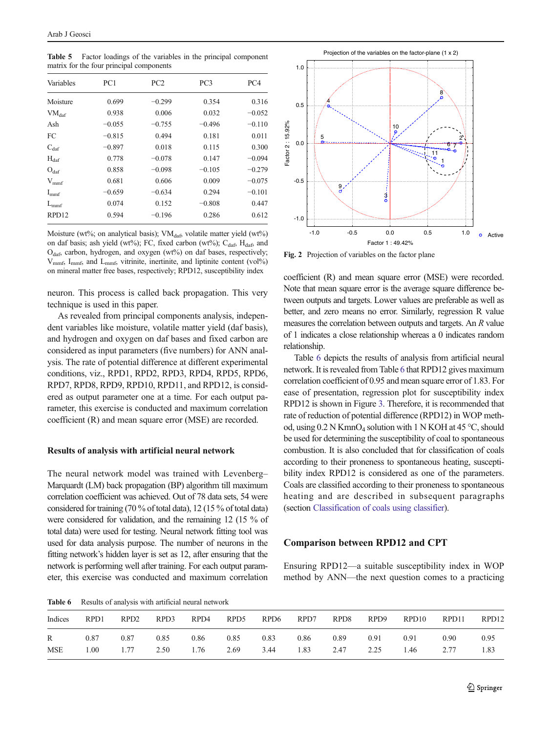**Table 5** Factor loadings of the variables in the principal component matrix for the four principal components

| Variables | PC1 | PC2 | PC3 | PC4 |
|---|---|---|---|---|
| Moisture | 0.699 | −0.299 | 0.354 | 0.316 |
| $VM_{daf}$ | 0.938 | 0.006 | 0.032 | −0.052 |
| Ash | −0.055 | −0.755 | −0.496 | −0.110 |
| FC | −0.815 | 0.494 | 0.181 | 0.011 |
| $C_{daf}$ | −0.897 | 0.018 | 0.115 | 0.300 |
| $H_{daf}$ | 0.778 | −0.078 | 0.147 | −0.094 |
| $O_{daf}$ | 0.858 | −0.098 | −0.105 | −0.279 |
| $V_{mmf}$ | 0.681 | 0.606 | 0.009 | −0.075 |
| $I_{mmf}$ | −0.659 | −0.634 | 0.294 | −0.101 |
| $L_{mmf}$ | 0.074 | 0.152 | −0.808 | 0.447 |
| RPD12 | 0.594 | −0.196 | 0.286 | 0.612 |

Moisture (wt%; on analytical basis); $VM_{daf}$, volatile matter yield (wt%) on daf basis; ash yield (wt%); FC, fixed carbon (wt%); $C_{daf}$, $H_{daf}$, and $O_{daf}$, carbon, hydrogen, and oxygen (wt%) on daf bases, respectively; $V_{mmf}$, $I_{mmf}$, and $L_{mmf}$, vitrinite, inertinite, and liptinite content (vol%) on mineral matter free bases, respectively; RPD12, susceptibility index

**Fig. 2** Projection of variables on the factor plane

neuron. This process is called back propagation. This very technique is used in this paper.

As revealed from principal components analysis, independent variables like moisture, volatile matter yield (daf basis), and hydrogen and oxygen on daf bases and fixed carbon are considered as input parameters (five numbers) for ANN analysis. The rate of potential difference at different experimental conditions, viz., RPD1, RPD2, RPD3, RPD4, RPD5, RPD6, RPD7, RPD8, RPD9, RPD10, RPD11, and RPD12, is considered as output parameter one at a time. For each output parameter, this exercise is conducted and maximum correlation coefficient (R) and mean square error (MSE) are recorded.

### Results of analysis with artificial neural network

The neural network model was trained with Levenberg–Marquardt (LM) back propagation (BP) algorithm till maximum correlation coefficient was achieved. Out of 78 data sets, 54 were considered for training (70 % of total data), 12 (15 % of total data) were considered for validation, and the remaining 12 (15 % of total data) were used for testing. Neural network fitting tool was used for data analysis purpose. The number of neurons in the fitting network's hidden layer is set as 12, after ensuring that the network is performing well after training. For each output parameter, this exercise was conducted and maximum correlation coefficient (R) and mean square error (MSE) were recorded. Note that mean square error is the average square difference between outputs and targets. Lower values are preferable as well as better, and zero means no error. Similarly, regression R value measures the correlation between outputs and targets. An *R* value of 1 indicates a close relationship whereas a 0 indicates random relationship.

Table 6 depicts the results of analysis from artificial neural network. It is revealed from Table 6 that RPD12 gives maximum correlation coefficient of 0.95 and mean square error of 1.83. For ease of presentation, regression plot for susceptibility index RPD12 is shown in Figure 3. Therefore, it is recommended that rate of reduction of potential difference (RPD12) in WOP method, using 0.2 N $KmnO_4$ solution with 1 N KOH at 45 °C, should be used for determining the susceptibility of coal to spontaneous combustion. It is also concluded that for classification of coals according to their proneness to spontaneous heating, susceptibility index RPD12 is considered as one of the parameters. Coals are classified according to their proneness to spontaneous heating and are described in subsequent paragraphs (section Classification of coals using classifier).

### Comparison between RPD12 and CPT

Ensuring RPD12—a suitable susceptibility index in WOP method by ANN—the next question comes to a practicing

**Table 6** Results of analysis with artificial neural network

| Indices | RPD1 | RPD2 | RPD3 | RPD4 | RPD5 | RPD6 | RPD7 | RPD8 | RPD9 | RPD10 | RPD11 | RPD12 |
|---|---|---|---|---|---|---|---|---|---|---|---|---|
| R | 0.87 | 0.87 | 0.85 | 0.86 | 0.85 | 0.83 | 0.86 | 0.89 | 0.91 | 0.91 | 0.90 | 0.95 |
| MSE | 1.00 | 1.77 | 2.50 | 1.76 | 2.69 | 3.44 | 1.83 | 2.47 | 2.25 | 1.46 | 2.77 | 1.83 |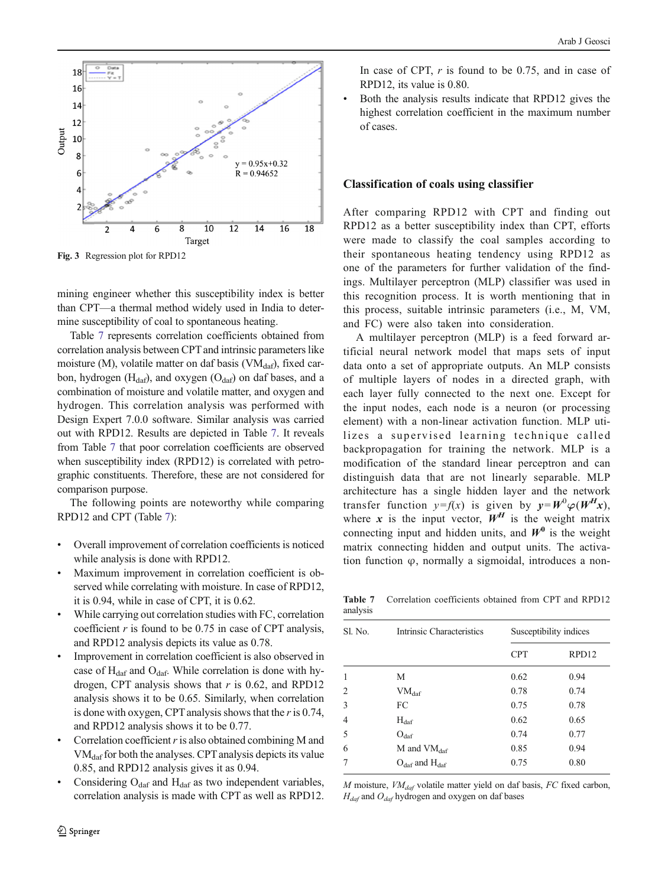Fig. 3 Regression plot for RPD12

mining engineer whether this susceptibility index is better than CPT—a thermal method widely used in India to determine susceptibility of coal to spontaneous heating.

Table 7 represents correlation coefficients obtained from correlation analysis between CPT and intrinsic parameters like moisture (M), volatile matter on daf basis ($VM_{daf}$), fixed carbon, hydrogen ($H_{daf}$), and oxygen ($O_{daf}$) on daf bases, and a combination of moisture and volatile matter, and oxygen and hydrogen. This correlation analysis was performed with Design Expert 7.0.0 software. Similar analysis was carried out with RPD12. Results are depicted in Table 7. It reveals from Table 7 that poor correlation coefficients are observed when susceptibility index (RPD12) is correlated with petrographic constituents. Therefore, these are not considered for comparison purpose.

The following points are noteworthy while comparing RPD12 and CPT (Table 7):

- Overall improvement of correlation coefficients is noticed while analysis is done with RPD12.
- Maximum improvement in correlation coefficient is observed while correlating with moisture. In case of RPD12, it is 0.94, while in case of CPT, it is 0.62.
- While carrying out correlation studies with FC, correlation coefficient *r* is found to be 0.75 in case of CPT analysis, and RPD12 analysis depicts its value as 0.78.
- Improvement in correlation coefficient is also observed in case of $H_{daf}$ and $O_{daf}$. While correlation is done with hydrogen, CPT analysis shows that *r* is 0.62, and RPD12 analysis shows it to be 0.65. Similarly, when correlation is done with oxygen, CPT analysis shows that the *r* is 0.74, and RPD12 analysis shows it to be 0.77.
- Correlation coefficient *r* is also obtained combining M and $VM_{daf}$ for both the analyses. CPT analysis depicts its value 0.85, and RPD12 analysis gives it as 0.94.
- Considering $O_{daf}$ and $H_{daf}$ as two independent variables, correlation analysis is made with CPT as well as RPD12. In case of CPT, *r* is found to be 0.75, and in case of RPD12, its value is 0.80.
- Both the analysis results indicate that RPD12 gives the highest correlation coefficient in the maximum number of cases.

## Classification of coals using classifier

After comparing RPD12 with CPT and finding out RPD12 as a better susceptibility index than CPT, efforts were made to classify the coal samples according to their spontaneous heating tendency using RPD12 as one of the parameters for further validation of the findings. Multilayer perceptron (MLP) classifier was used in this recognition process. It is worth mentioning that in this process, suitable intrinsic parameters (i.e., M, VM, and FC) were also taken into consideration.

A multilayer perceptron (MLP) is a feed forward artificial neural network model that maps sets of input data onto a set of appropriate outputs. An MLP consists of multiple layers of nodes in a directed graph, with each layer fully connected to the next one. Except for the input nodes, each node is a neuron (or processing element) with a non-linear activation function. MLP utilizes a supervised learning technique called backpropagation for training the network. MLP is a modification of the standard linear perceptron and can distinguish data that are not linearly separable. MLP architecture has a single hidden layer and the network transfer function $y=f(x)$ is given by $\boldsymbol{y}=\boldsymbol{W}^{0}\varphi(\boldsymbol{W}^{H}\boldsymbol{x})$, where $\boldsymbol{x}$ is the input vector, $\boldsymbol{W}^{H}$ is the weight matrix connecting input and hidden units, and $\boldsymbol{W}^{0}$ is the weight matrix connecting hidden and output units. The activation function φ, normally a sigmoidal, introduces a non-

**Table 7** Correlation coefficients obtained from CPT and RPD12 analysis

| Sl. No. | Intrinsic Characteristics | Susceptibility indices | |
|---|---|---|---|
| | | CPT | RPD12 |
| 1 | M | 0.62 | 0.94 |
| 2 | $VM_{daf}$ | 0.78 | 0.74 |
| 3 | FC | 0.75 | 0.78 |
| 4 | $H_{daf}$ | 0.62 | 0.65 |
| 5 | $O_{daf}$ | 0.74 | 0.77 |
| 6 | M and $VM_{daf}$ | 0.85 | 0.94 |
| 7 | $O_{daf}$ and $H_{daf}$ | 0.75 | 0.80 |

*M* moisture, $VM_{daf}$ volatile matter yield on daf basis, *FC* fixed carbon, $H_{daf}$ and $O_{daf}$ hydrogen and oxygen on daf bases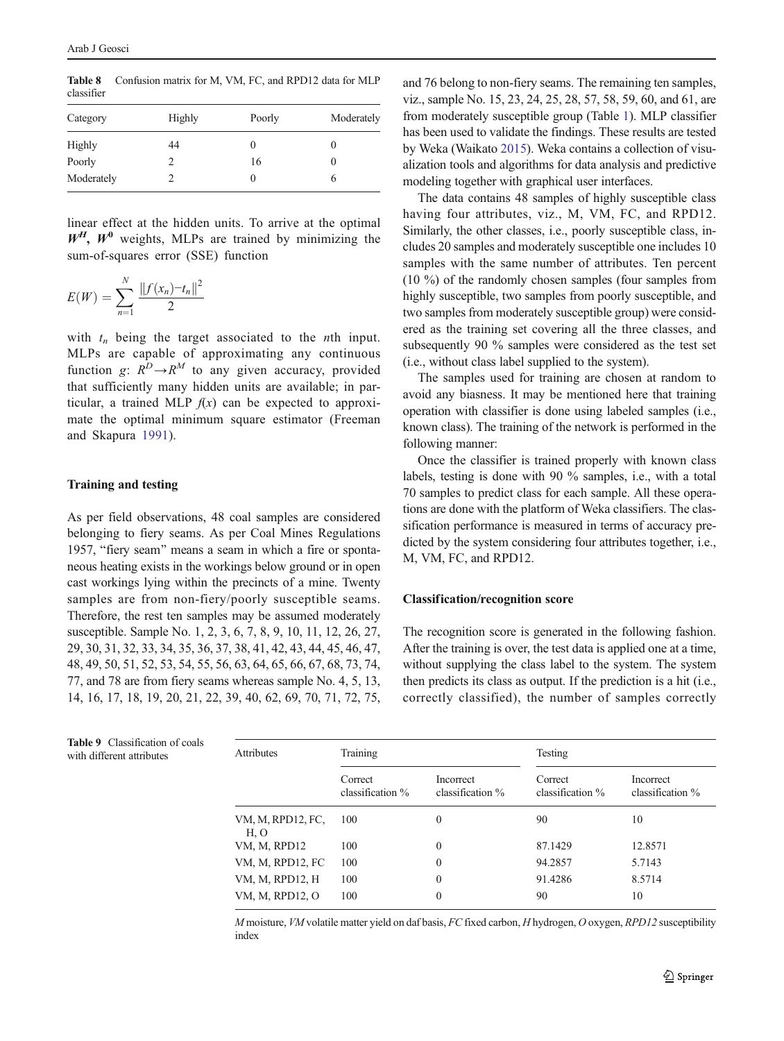**Table 8** Confusion matrix for M, VM, FC, and RPD12 data for MLP classifier

| Category | Highly | Poorly | Moderately |
|---|---|---|---|
| Highly | 44 | 0 | 0 |
| Poorly | 2 | 16 | 0 |
| Moderately | 2 | 0 | 6 |

linear effect at the hidden units. To arrive at the optimal $\boldsymbol{W^H}$, $\boldsymbol{W^0}$ weights, MLPs are trained by minimizing the sum-of-squares error (SSE) function

$$E(W) = \sum_{n=1}^{N} \frac{\|f(x_n) - t_n\|^2}{2}$$

with $t_n$ being the target associated to the $n$th input. MLPs are capable of approximating any continuous function $g$: $R^D \rightarrow R^M$ to any given accuracy, provided that sufficiently many hidden units are available; in particular, a trained MLP $f(x)$ can be expected to approximate the optimal minimum square estimator (Freeman and Skapura 1991).

### Training and testing

As per field observations, 48 coal samples are considered belonging to fiery seams. As per Coal Mines Regulations 1957, "fiery seam" means a seam in which a fire or spontaneous heating exists in the workings below ground or in open cast workings lying within the precincts of a mine. Twenty samples are from non-fiery/poorly susceptible seams. Therefore, the rest ten samples may be assumed moderately susceptible. Sample No. 1, 2, 3, 6, 7, 8, 9, 10, 11, 12, 26, 27, 29, 30, 31, 32, 33, 34, 35, 36, 37, 38, 41, 42, 43, 44, 45, 46, 47, 48, 49, 50, 51, 52, 53, 54, 55, 56, 63, 64, 65, 66, 67, 68, 73, 74, 77, and 78 are from fiery seams whereas sample No. 4, 5, 13, 14, 16, 17, 18, 19, 20, 21, 22, 39, 40, 62, 69, 70, 71, 72, 75, and 76 belong to non-fiery seams. The remaining ten samples, viz., sample No. 15, 23, 24, 25, 28, 57, 58, 59, 60, and 61, are from moderately susceptible group (Table 1). MLP classifier has been used to validate the findings. These results are tested by Weka (Waikato 2015). Weka contains a collection of visualization tools and algorithms for data analysis and predictive modeling together with graphical user interfaces.

The data contains 48 samples of highly susceptible class having four attributes, viz., M, VM, FC, and RPD12. Similarly, the other classes, i.e., poorly susceptible class, includes 20 samples and moderately susceptible one includes 10 samples with the same number of attributes. Ten percent (10 %) of the randomly chosen samples (four samples from highly susceptible, two samples from poorly susceptible, and two samples from moderately susceptible group) were considered as the training set covering all the three classes, and subsequently 90 % samples were considered as the test set (i.e., without class label supplied to the system).

The samples used for training are chosen at random to avoid any biasness. It may be mentioned here that training operation with classifier is done using labeled samples (i.e., known class). The training of the network is performed in the following manner:

Once the classifier is trained properly with known class labels, testing is done with 90 % samples, i.e., with a total 70 samples to predict class for each sample. All these operations are done with the platform of Weka classifiers. The classification performance is measured in terms of accuracy predicted by the system considering four attributes together, i.e., M, VM, FC, and RPD12.

### Classification/recognition score

The recognition score is generated in the following fashion. After the training is over, the test data is applied one at a time, without supplying the class label to the system. The system then predicts its class as output. If the prediction is a hit (i.e., correctly classified), the number of samples correctly

**Table 9** Classification of coals with different attributes

| Attributes | Training | | Testing | |
|---|---|---|---|---|
| | Correct classification % | Incorrect classification % | Correct classification % | Incorrect classification % |
| VM, M, RPD12, FC, H, O | 100 | 0 | 90 | 10 |
| VM, M, RPD12 | 100 | 0 | 87.1429 | 12.8571 |
| VM, M, RPD12, FC | 100 | 0 | 94.2857 | 5.7143 |
| VM, M, RPD12, H | 100 | 0 | 91.4286 | 8.5714 |
| VM, M, RPD12, O | 100 | 0 | 90 | 10 |

*M* moisture, *VM* volatile matter yield on daf basis, *FC* fixed carbon, *H* hydrogen, *O* oxygen, *RPD12* susceptibility index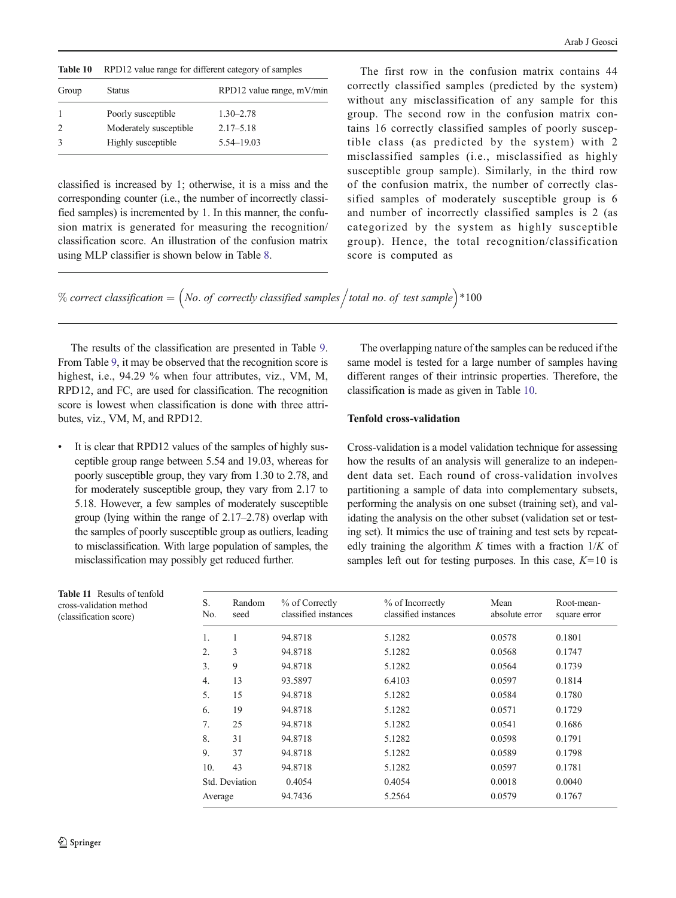**Table 10** RPD12 value range for different category of samples

| Group | Status | RPD12 value range, mV/min |
|---|---|---|
| 1 | Poorly susceptible | 1.30–2.78 |
| 2 | Moderately susceptible | 2.17–5.18 |
| 3 | Highly susceptible | 5.54–19.03 |

classified is increased by 1; otherwise, it is a miss and the corresponding counter (i.e., the number of incorrectly classified samples) is incremented by 1. In this manner, the confusion matrix is generated for measuring the recognition/classification score. An illustration of the confusion matrix using MLP classifier is shown below in Table 8.

The first row in the confusion matrix contains 44 correctly classified samples (predicted by the system) without any misclassification of any sample for this group. The second row in the confusion matrix contains 16 correctly classified samples of poorly susceptible class (as predicted by the system) with 2 misclassified samples (i.e., misclassified as highly susceptible group sample). Similarly, in the third row of the confusion matrix, the number of correctly classified samples of moderately susceptible group is 6 and number of incorrectly classified samples is 2 (as categorized by the system as highly susceptible group). Hence, the total recognition/classification score is computed as

$$\%\ correct\ classification = \left(No.\ of\ correctly\ classified\ samples \middle/ total\ no.\ of\ test\ sample\right)*100$$

The results of the classification are presented in Table 9. From Table 9, it may be observed that the recognition score is highest, i.e., 94.29 % when four attributes, viz., VM, M, RPD12, and FC, are used for classification. The recognition score is lowest when classification is done with three attributes, viz., VM, M, and RPD12.

- It is clear that RPD12 values of the samples of highly susceptible group range between 5.54 and 19.03, whereas for poorly susceptible group, they vary from 1.30 to 2.78, and for moderately susceptible group, they vary from 2.17 to 5.18. However, a few samples of moderately susceptible group (lying within the range of 2.17–2.78) overlap with the samples of poorly susceptible group as outliers, leading to misclassification. With large population of samples, the misclassification may possibly get reduced further.

The overlapping nature of the samples can be reduced if the same model is tested for a large number of samples having different ranges of their intrinsic properties. Therefore, the classification is made as given in Table 10.

### Tenfold cross-validation

Cross-validation is a model validation technique for assessing how the results of an analysis will generalize to an independent data set. Each round of cross-validation involves partitioning a sample of data into complementary subsets, performing the analysis on one subset (training set), and validating the analysis on the other subset (validation set or testing set). It mimics the use of training and test sets by repeatedly training the algorithm $K$ times with a fraction $1/K$ of samples left out for testing purposes. In this case, $K=10$ is

**Table 11** Results of tenfold cross-validation method (classification score)

| S. No. | Random seed | % of Correctly classified instances | % of Incorrectly classified instances | Mean absolute error | Root-mean-square error |
|---|---|---|---|---|---|
| 1. | 1 | 94.8718 | 5.1282 | 0.0578 | 0.1801 |
| 2. | 3 | 94.8718 | 5.1282 | 0.0568 | 0.1747 |
| 3. | 9 | 94.8718 | 5.1282 | 0.0564 | 0.1739 |
| 4. | 13 | 93.5897 | 6.4103 | 0.0597 | 0.1814 |
| 5. | 15 | 94.8718 | 5.1282 | 0.0584 | 0.1780 |
| 6. | 19 | 94.8718 | 5.1282 | 0.0571 | 0.1729 |
| 7. | 25 | 94.8718 | 5.1282 | 0.0541 | 0.1686 |
| 8. | 31 | 94.8718 | 5.1282 | 0.0598 | 0.1791 |
| 9. | 37 | 94.8718 | 5.1282 | 0.0589 | 0.1798 |
| 10. | 43 | 94.8718 | 5.1282 | 0.0597 | 0.1781 |
| Std. Deviation | | 0.4054 | 0.4054 | 0.0018 | 0.0040 |
| Average | | 94.7436 | 5.2564 | 0.0579 | 0.1767 |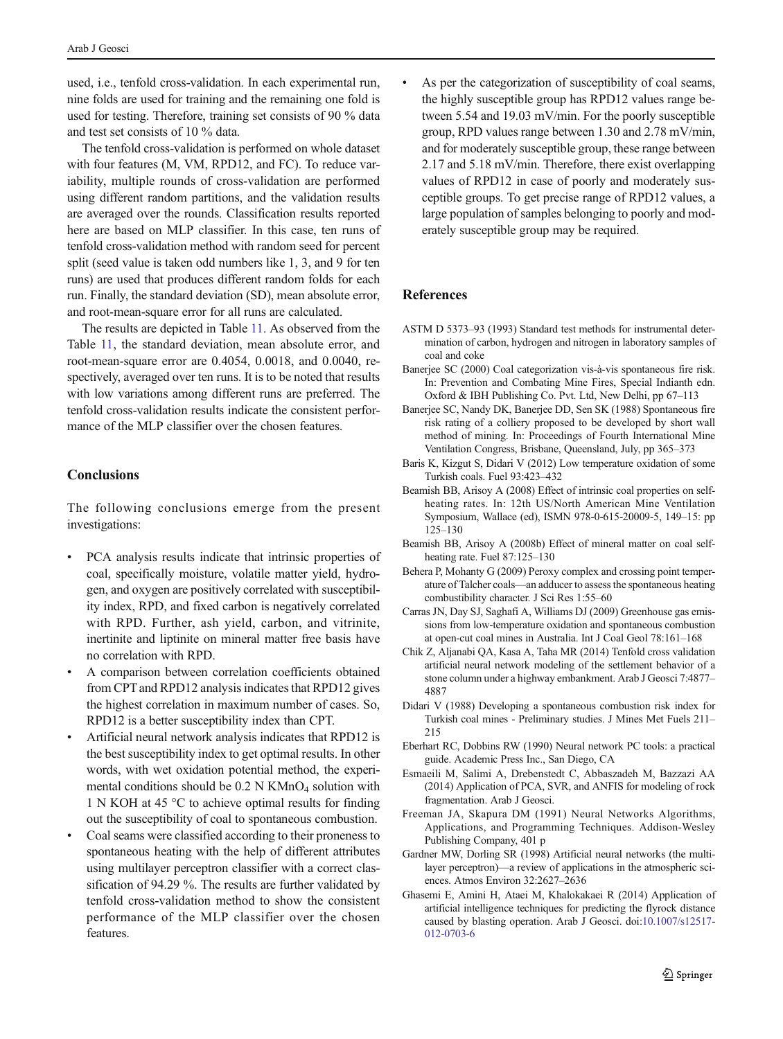used, i.e., tenfold cross-validation. In each experimental run, nine folds are used for training and the remaining one fold is used for testing. Therefore, training set consists of 90 % data and test set consists of 10 % data.

The tenfold cross-validation is performed on whole dataset with four features (M, VM, RPD12, and FC). To reduce variability, multiple rounds of cross-validation are performed using different random partitions, and the validation results are averaged over the rounds. Classification results reported here are based on MLP classifier. In this case, ten runs of tenfold cross-validation method with random seed for percent split (seed value is taken odd numbers like 1, 3, and 9 for ten runs) are used that produces different random folds for each run. Finally, the standard deviation (SD), mean absolute error, and root-mean-square error for all runs are calculated.

The results are depicted in Table 11. As observed from the Table 11, the standard deviation, mean absolute error, and root-mean-square error are 0.4054, 0.0018, and 0.0040, respectively, averaged over ten runs. It is to be noted that results with low variations among different runs are preferred. The tenfold cross-validation results indicate the consistent performance of the MLP classifier over the chosen features.

## Conclusions

The following conclusions emerge from the present investigations:

- PCA analysis results indicate that intrinsic properties of coal, specifically moisture, volatile matter yield, hydrogen, and oxygen are positively correlated with susceptibility index, RPD, and fixed carbon is negatively correlated with RPD. Further, ash yield, carbon, and vitrinite, inertinite and liptinite on mineral matter free basis have no correlation with RPD.
- A comparison between correlation coefficients obtained from CPT and RPD12 analysis indicates that RPD12 gives the highest correlation in maximum number of cases. So, RPD12 is a better susceptibility index than CPT.
- Artificial neural network analysis indicates that RPD12 is the best susceptibility index to get optimal results. In other words, with wet oxidation potential method, the experimental conditions should be 0.2 N $KMnO_4$ solution with 1 N KOH at 45 °C to achieve optimal results for finding out the susceptibility of coal to spontaneous combustion.
- Coal seams were classified according to their proneness to spontaneous heating with the help of different attributes using multilayer perceptron classifier with a correct classification of 94.29 %. The results are further validated by tenfold cross-validation method to show the consistent performance of the MLP classifier over the chosen features.
- As per the categorization of susceptibility of coal seams, the highly susceptible group has RPD12 values range between 5.54 and 19.03 mV/min. For the poorly susceptible group, RPD values range between 1.30 and 2.78 mV/min, and for moderately susceptible group, these range between 2.17 and 5.18 mV/min. Therefore, there exist overlapping values of RPD12 in case of poorly and moderately susceptible groups. To get precise range of RPD12 values, a large population of samples belonging to poorly and moderately susceptible group may be required.

## References

ASTM D 5373–93 (1993) Standard test methods for instrumental determination of carbon, hydrogen and nitrogen in laboratory samples of coal and coke

Banerjee SC (2000) Coal categorization vis-à-vis spontaneous fire risk. In: Prevention and Combating Mine Fires, Special Indianth edn. Oxford & IBH Publishing Co. Pvt. Ltd, New Delhi, pp 67–113

Banerjee SC, Nandy DK, Banerjee DD, Sen SK (1988) Spontaneous fire risk rating of a colliery proposed to be developed by short wall method of mining. In: Proceedings of Fourth International Mine Ventilation Congress, Brisbane, Queensland, July, pp 365–373

Baris K, Kizgut S, Didari V (2012) Low temperature oxidation of some Turkish coals. Fuel 93:423–432

Beamish BB, Arisoy A (2008) Effect of intrinsic coal properties on self-heating rates. In: 12th US/North American Mine Ventilation Symposium, Wallace (ed), ISMN 978-0-615-20009-5, 149–15: pp 125–130

Beamish BB, Arisoy A (2008b) Effect of mineral matter on coal self-heating rate. Fuel 87:125–130

Behera P, Mohanty G (2009) Peroxy complex and crossing point temperature of Talcher coals—an adducer to assess the spontaneous heating combustibility character. J Sci Res 1:55–60

Carras JN, Day SJ, Saghafi A, Williams DJ (2009) Greenhouse gas emissions from low-temperature oxidation and spontaneous combustion at open-cut coal mines in Australia. Int J Coal Geol 78:161–168

Chik Z, Aljanabi QA, Kasa A, Taha MR (2014) Tenfold cross validation artificial neural network modeling of the settlement behavior of a stone column under a highway embankment. Arab J Geosci 7:4877–4887

Didari V (1988) Developing a spontaneous combustion risk index for Turkish coal mines - Preliminary studies. J Mines Met Fuels 211–215

Eberhart RC, Dobbins RW (1990) Neural network PC tools: a practical guide. Academic Press Inc., San Diego, CA

Esmaeili M, Salimi A, Drebenstedt C, Abbaszadeh M, Bazzazi AA (2014) Application of PCA, SVR, and ANFIS for modeling of rock fragmentation. Arab J Geosci.

Freeman JA, Skapura DM (1991) Neural Networks Algorithms, Applications, and Programming Techniques. Addison-Wesley Publishing Company, 401 p

Gardner MW, Dorling SR (1998) Artificial neural networks (the multilayer perceptron)—a review of applications in the atmospheric sciences. Atmos Environ 32:2627–2636

Ghasemi E, Amini H, Ataei M, Khalokakaei R (2014) Application of artificial intelligence techniques for predicting the flyrock distance caused by blasting operation. Arab J Geosci. doi:10.1007/s12517-012-0703-6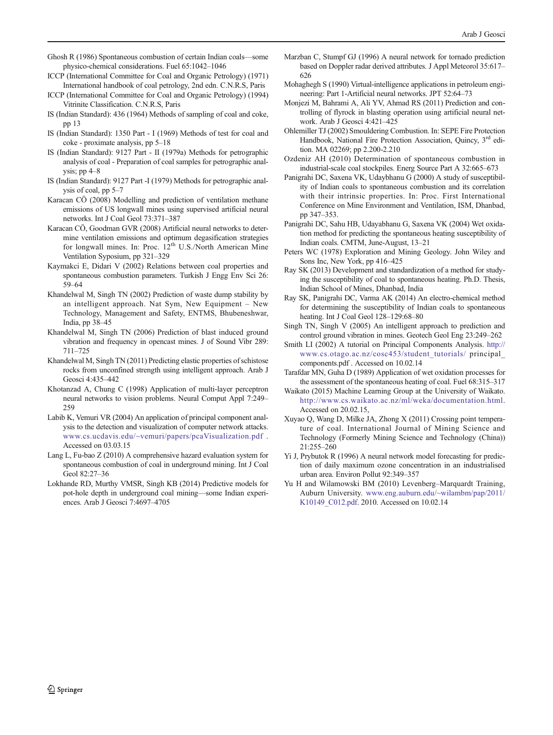Ghosh R (1986) Spontaneous combustion of certain Indian coals—some physico-chemical considerations. Fuel 65:1042–1046

ICCP (International Committee for Coal and Organic Petrology) (1971) International handbook of coal petrology, 2nd edn. C.N.R.S, Paris

ICCP (International Committee for Coal and Organic Petrology) (1994) Vitrinite Classification. C.N.R.S, Paris

IS (Indian Standard): 436 (1964) Methods of sampling of coal and coke, pp 13

IS (Indian Standard): 1350 Part - I (1969) Methods of test for coal and coke - proximate analysis, pp 5–18

IS (Indian Standard): 9127 Part - II (1979a) Methods for petrographic analysis of coal - Preparation of coal samples for petrographic analysis; pp 4–8

IS (Indian Standard): 9127 Part -I (1979) Methods for petrographic analysis of coal, pp 5–7

Karacan CÖ (2008) Modelling and prediction of ventilation methane emissions of US longwall mines using supervised artificial neural networks. Int J Coal Geol 73:371–387

Karacan CÖ, Goodman GVR (2008) Artificial neural networks to determine ventilation emissions and optimum degasification strategies for longwall mines. In: Proc. 12th U.S./North American Mine Ventilation Syposium, pp 321–329

Kaymakci E, Didari V (2002) Relations between coal properties and spontaneous combustion parameters. Turkish J Engg Env Sci 26: 59–64

Khandelwal M, Singh TN (2002) Prediction of waste dump stability by an intelligent approach. Nat Sym, New Equipment – New Technology, Management and Safety, ENTMS, Bhubeneshwar, India, pp 38–45

Khandelwal M, Singh TN (2006) Prediction of blast induced ground vibration and frequency in opencast mines. J of Sound Vibr 289: 711–725

Khandelwal M, Singh TN (2011) Predicting elastic properties of schistose rocks from unconfined strength using intelligent approach. Arab J Geosci 4:435–442

Khotanzad A, Chung C (1998) Application of multi-layer perceptron neural networks to vision problems. Neural Comput Appl 7:249–259

Labib K, Vemuri VR (2004) An application of principal component analysis to the detection and visualization of computer network attacks. www.cs.ucdavis.edu/~vemuri/papers/pcaVisualization.pdf . Accessed on 03.03.15

Lang L, Fu-bao Z (2010) A comprehensive hazard evaluation system for spontaneous combustion of coal in underground mining. Int J Coal Geol 82:27–36

Lokhande RD, Murthy VMSR, Singh KB (2014) Predictive models for pot-hole depth in underground coal mining—some Indian experiences. Arab J Geosci 7:4697–4705

Marzban C, Stumpf GJ (1996) A neural network for tornado prediction based on Doppler radar derived attributes. J Appl Meteorol 35:617–626

Mohaghegh S (1990) Virtual-intelligence applications in petroleum engineering: Part 1-Artificial neural networks. JPT 52:64–73

Monjezi M, Bahrami A, Ali YV, Ahmad RS (2011) Prediction and controlling of flyrock in blasting operation using artificial neural network. Arab J Geosci 4:421–425

Ohlemiller TJ (2002) Smouldering Combustion. In: SEPE Fire Protection Handbook, National Fire Protection Association, Quincy, 3rd edition. MA 02269; pp 2.200-2.210

Ozdeniz AH (2010) Determination of spontaneous combustion in industrial-scale coal stockpiles. Energ Source Part A 32:665–673

Panigrahi DC, Saxena VK, Udaybhanu G (2000) A study of susceptibility of Indian coals to spontaneous combustion and its correlation with their intrinsic properties. In: Proc. First International Conference on Mine Environment and Ventilation, ISM, Dhanbad, pp 347–353.

Panigrahi DC, Sahu HB, Udayabhanu G, Saxena VK (2004) Wet oxidation method for predicting the spontaneous heating susceptibility of Indian coals. CMTM, June-August, 13–21

Peters WC (1978) Exploration and Mining Geology. John Wiley and Sons Inc, New York, pp 416–425

Ray SK (2013) Development and standardization of a method for studying the susceptibility of coal to spontaneous heating. Ph.D. Thesis, Indian School of Mines, Dhanbad, India

Ray SK, Panigrahi DC, Varma AK (2014) An electro-chemical method for determining the susceptibility of Indian coals to spontaneous heating. Int J Coal Geol 128–129:68–80

Singh TN, Singh V (2005) An intelligent approach to prediction and control ground vibration in mines. Geotech Geol Eng 23:249–262

Smith LI (2002) A tutorial on Principal Components Analysis. http://www.cs.otago.ac.nz/cosc453/student_tutorials/ principal_components.pdf . Accessed on 10.02.14

Tarafdar MN, Guha D (1989) Application of wet oxidation processes for the assessment of the spontaneous heating of coal. Fuel 68:315–317

Waikato (2015) Machine Learning Group at the University of Waikato. http://www.cs.waikato.ac.nz/ml/weka/documentation.html. Accessed on 20.02.15,

Xuyao Q, Wang D, Milke JA, Zhong X (2011) Crossing point temperature of coal. International Journal of Mining Science and Technology (Formerly Mining Science and Technology (China)) 21:255–260

Yi J, Prybutok R (1996) A neural network model forecasting for prediction of daily maximum ozone concentration in an industrialised urban area. Environ Pollut 92:349–357

Yu H and Wilamowski BM (2010) Levenberg–Marquardt Training, Auburn University. www.eng.auburn.edu/~wilambm/pap/2011/K10149_C012.pdf. 2010. Accessed on 10.02.14